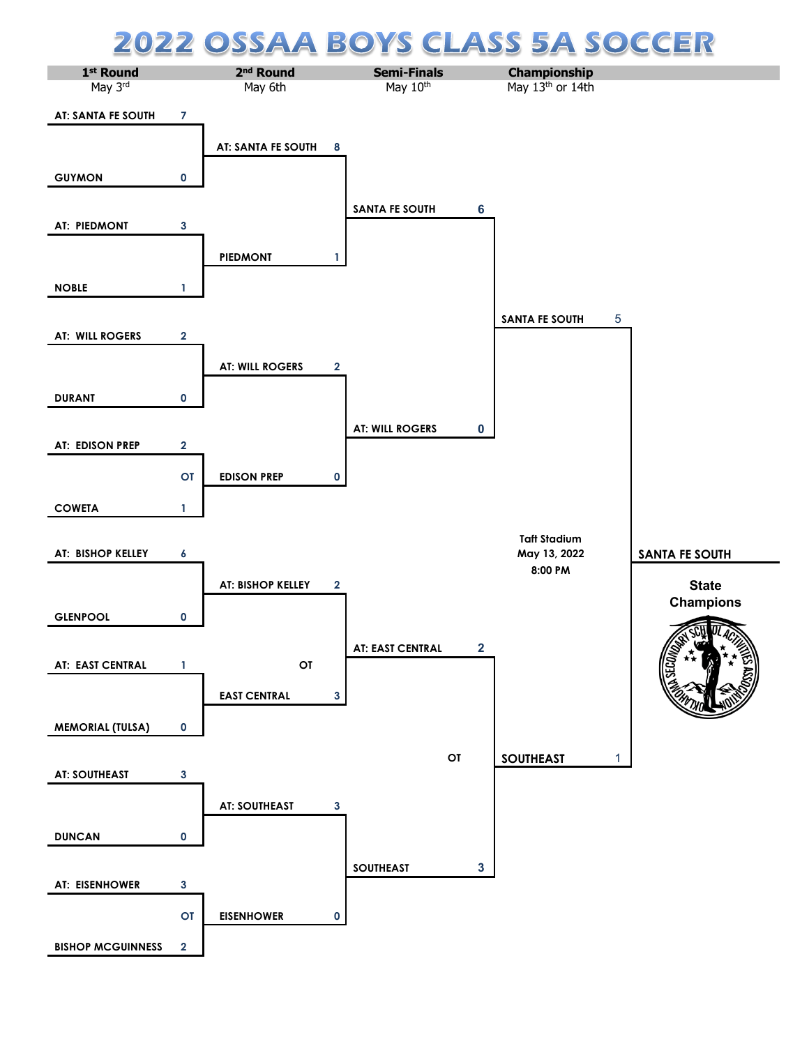# 2022 OSSAA BOYS CLASS 5A SOCCER

| 1st Round | 2nd Round | Semi-Finals | Championship |
|---|---|---|---|
| May 3rd | May 6th | May 10th | May 13th or 14th |

## 1st Round (May 3rd)

| Team | Score |
|---|---|
| AT: SANTA FE SOUTH | 7 |
| GUYMON | 0 |
| AT: PIEDMONT | 3 |
| NOBLE | 1 |
| AT: WILL ROGERS | 2 |
| DURANT | 0 |
| AT: EDISON PREP | 2 |
| COWETA (OT) | 1 |
| AT: BISHOP KELLEY | 6 |
| GLENPOOL | 0 |
| AT: EAST CENTRAL | 1 |
| MEMORIAL (TULSA) | 0 |
| AT: SOUTHEAST | 3 |
| DUNCAN | 0 |
| AT: EISENHOWER | 3 |
| BISHOP MCGUINNESS (OT) | 2 |

## 2nd Round (May 6th)

| Team | Score |
|---|---|
| AT: SANTA FE SOUTH | 8 |
| PIEDMONT | 1 |
| AT: WILL ROGERS | 2 |
| EDISON PREP | 0 |
| AT: BISHOP KELLEY (OT) | 2 |
| EAST CENTRAL | 3 |
| AT: SOUTHEAST | 3 |
| EISENHOWER | 0 |

## Semi-Finals (May 10th)

| Team | Score |
|---|---|
| SANTA FE SOUTH | 6 |
| AT: WILL ROGERS | 0 |
| AT: EAST CENTRAL (OT) | 2 |
| SOUTHEAST | 3 |

## Championship (May 13th or 14th)

Taft Stadium
May 13, 2022
8:00 PM

| Team | Score |
|---|---|
| SANTA FE SOUTH | 5 |
| SOUTHEAST | 1 |

**SANTA FE SOUTH**

**State Champions**

OKLAHOMA SECONDARY SCHOOL ACTIVITIES ASSOCIATION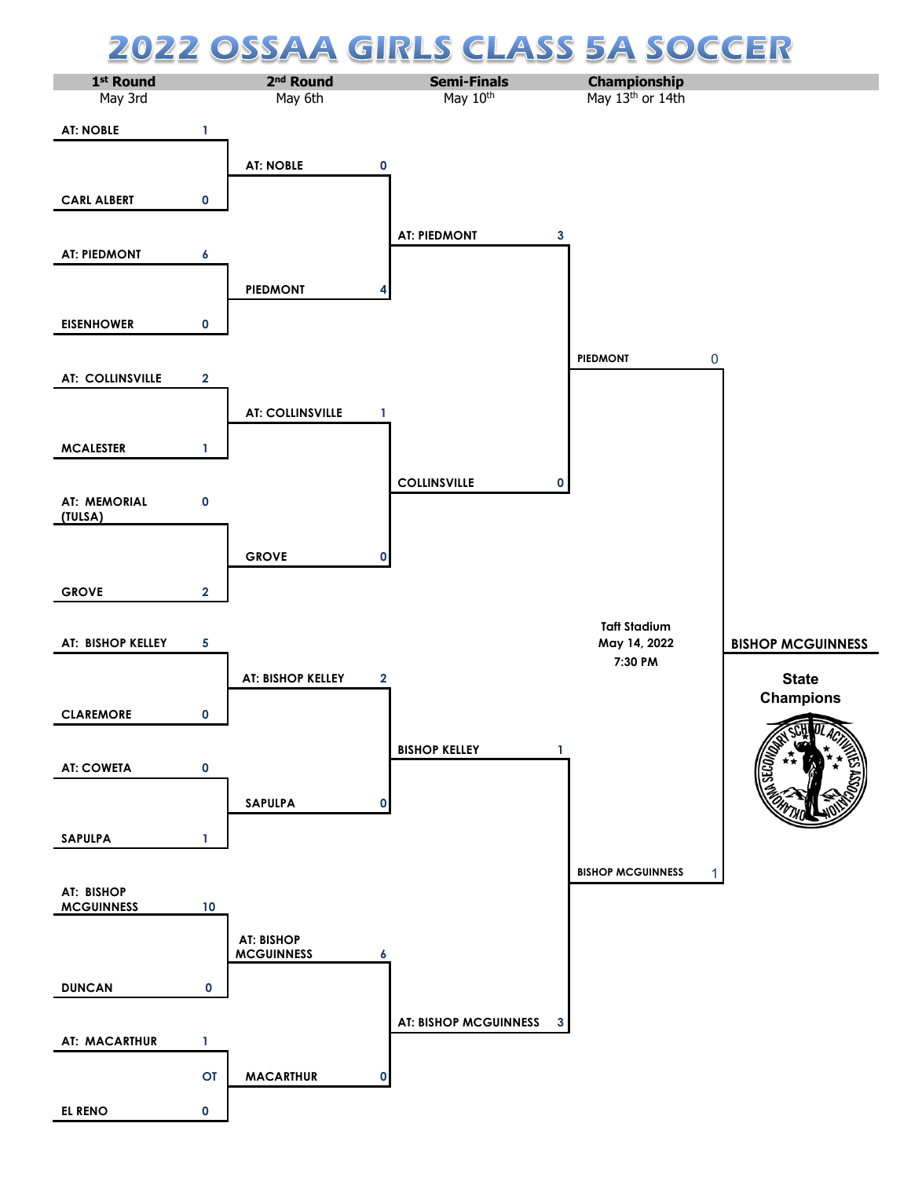# 2022 OSSAA GIRLS CLASS 5A SOCCER

| 1st Round | 2nd Round | Semi-Finals | Championship |
| --- | --- | --- | --- |
| May 3rd | May 6th | May 10th | May 13th or 14th |

## 1st Round (May 3rd)

- AT: NOBLE 1 — CARL ALBERT 0
- AT: PIEDMONT 6 — EISENHOWER 0
- AT: COLLINSVILLE 2 — MCALESTER 1
- AT: MEMORIAL (TULSA) 0 — GROVE 2
- AT: BISHOP KELLEY 5 — CLAREMORE 0
- AT: COWETA 0 — SAPULPA 1
- AT: BISHOP MCGUINNESS 10 — DUNCAN 0
- AT: MACARTHUR 1 — EL RENO 0 (OT)

## 2nd Round (May 6th)

- AT: NOBLE 0 — PIEDMONT 4
- AT: COLLINSVILLE 1 — GROVE 0
- AT: BISHOP KELLEY 2 — SAPULPA 0
- AT: BISHOP MCGUINNESS 6 — MACARTHUR 0

## Semi-Finals (May 10th)

- AT: PIEDMONT 3 — COLLINSVILLE 0
- BISHOP KELLEY 1 — AT: BISHOP MCGUINNESS 3

## Championship (May 13th or 14th)

Taft Stadium
May 14, 2022
7:30 PM

- PIEDMONT 0 — BISHOP MCGUINNESS 1

**BISHOP MCGUINNESS**

**State Champions**